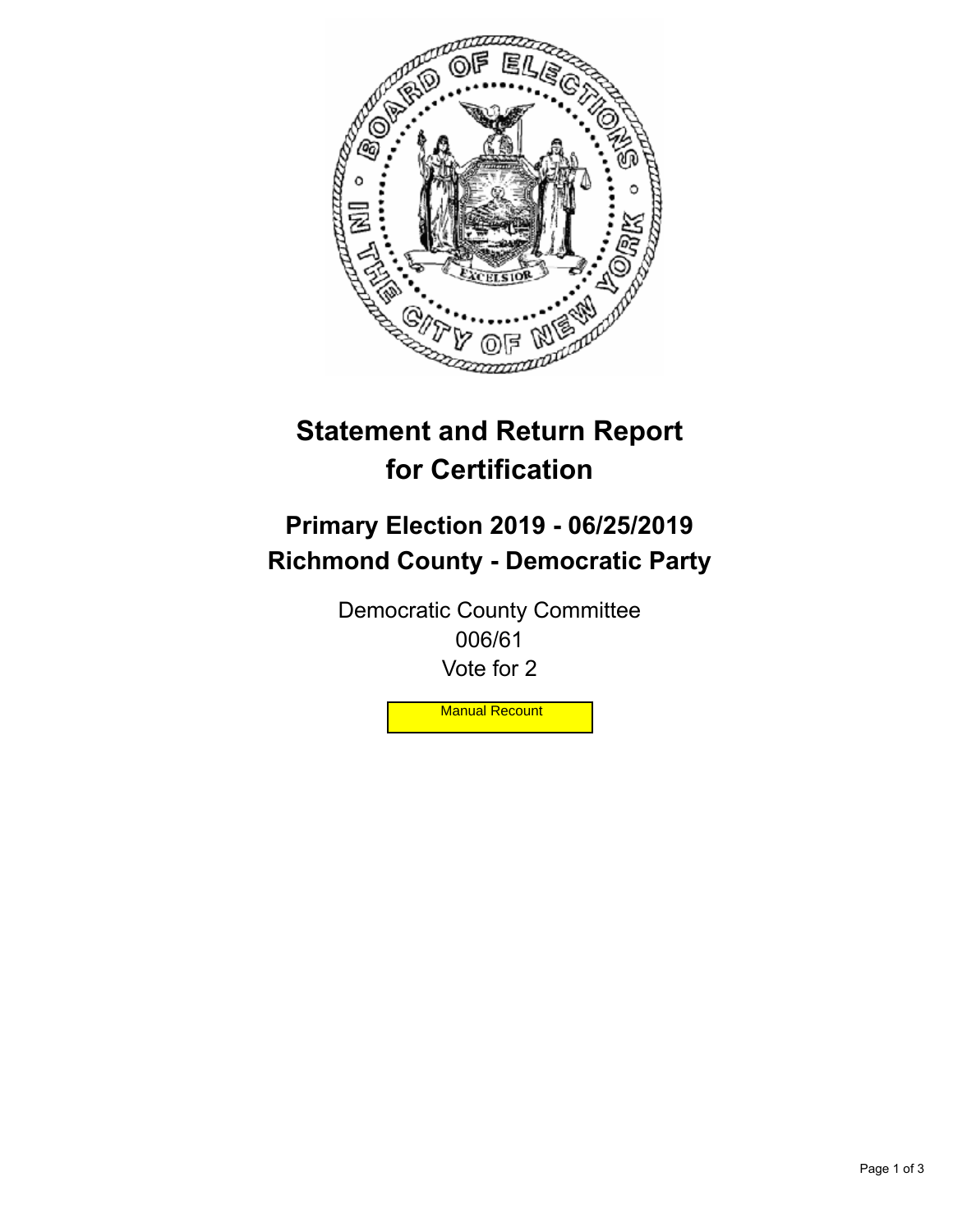# Statement and Return Report for Certification

## Primary Election 2019 - 06/25/2019
## Richmond County - Democratic Party

Democratic County Committee
006/61
Vote for 2

Manual Recount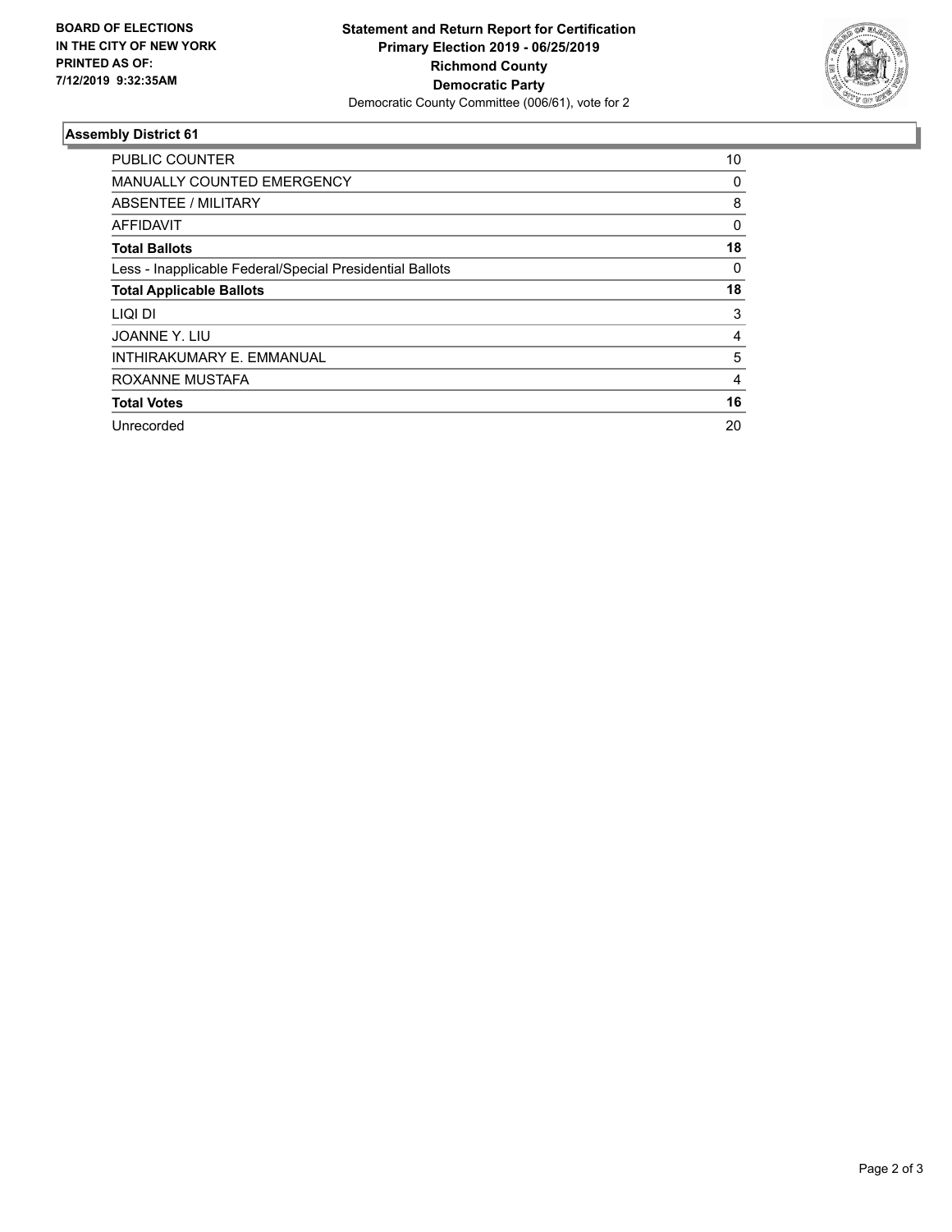**BOARD OF ELECTIONS IN THE CITY OF NEW YORK PRINTED AS OF: 7/12/2019 9:32:35AM**

**Statement and Return Report for Certification**
**Primary Election 2019 - 06/25/2019**
**Richmond County**
**Democratic Party**
Democratic County Committee (006/61), vote for 2

### Assembly District 61

| | |
|---|---|
| PUBLIC COUNTER | 10 |
| MANUALLY COUNTED EMERGENCY | 0 |
| ABSENTEE / MILITARY | 8 |
| AFFIDAVIT | 0 |
| **Total Ballots** | **18** |
| Less - Inapplicable Federal/Special Presidential Ballots | 0 |
| **Total Applicable Ballots** | **18** |
| LIQI DI | 3 |
| JOANNE Y. LIU | 4 |
| INTHIRAKUMARY E. EMMANUAL | 5 |
| ROXANNE MUSTAFA | 4 |
| **Total Votes** | **16** |
| Unrecorded | 20 |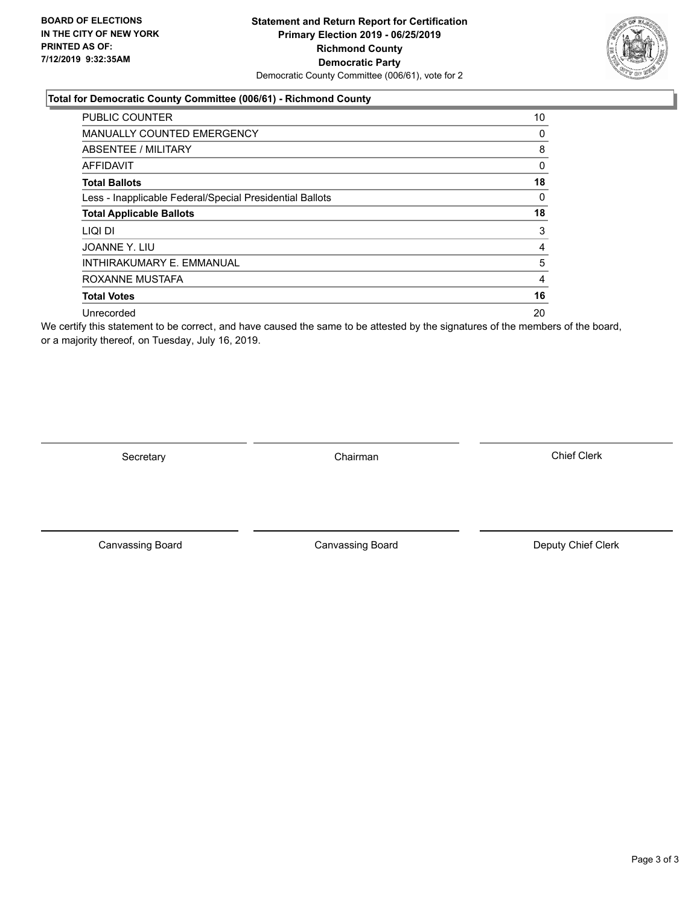**BOARD OF ELECTIONS IN THE CITY OF NEW YORK PRINTED AS OF: 7/12/2019 9:32:35AM**

**Statement and Return Report for Certification**
**Primary Election 2019 - 06/25/2019**
**Richmond County**
**Democratic Party**
Democratic County Committee (006/61), vote for 2

### Total for Democratic County Committee (006/61) - Richmond County

| | |
|---|---|
| PUBLIC COUNTER | 10 |
| MANUALLY COUNTED EMERGENCY | 0 |
| ABSENTEE / MILITARY | 8 |
| AFFIDAVIT | 0 |
| **Total Ballots** | **18** |
| Less - Inapplicable Federal/Special Presidential Ballots | 0 |
| **Total Applicable Ballots** | **18** |
| LIQI DI | 3 |
| JOANNE Y. LIU | 4 |
| INTHIRAKUMARY E. EMMANUAL | 5 |
| ROXANNE MUSTAFA | 4 |
| **Total Votes** | **16** |
| Unrecorded | 20 |

We certify this statement to be correct, and have caused the same to be attested by the signatures of the members of the board, or a majority thereof, on Tuesday, July 16, 2019.

Secretary

Chairman

Chief Clerk

Canvassing Board

Canvassing Board

Deputy Chief Clerk